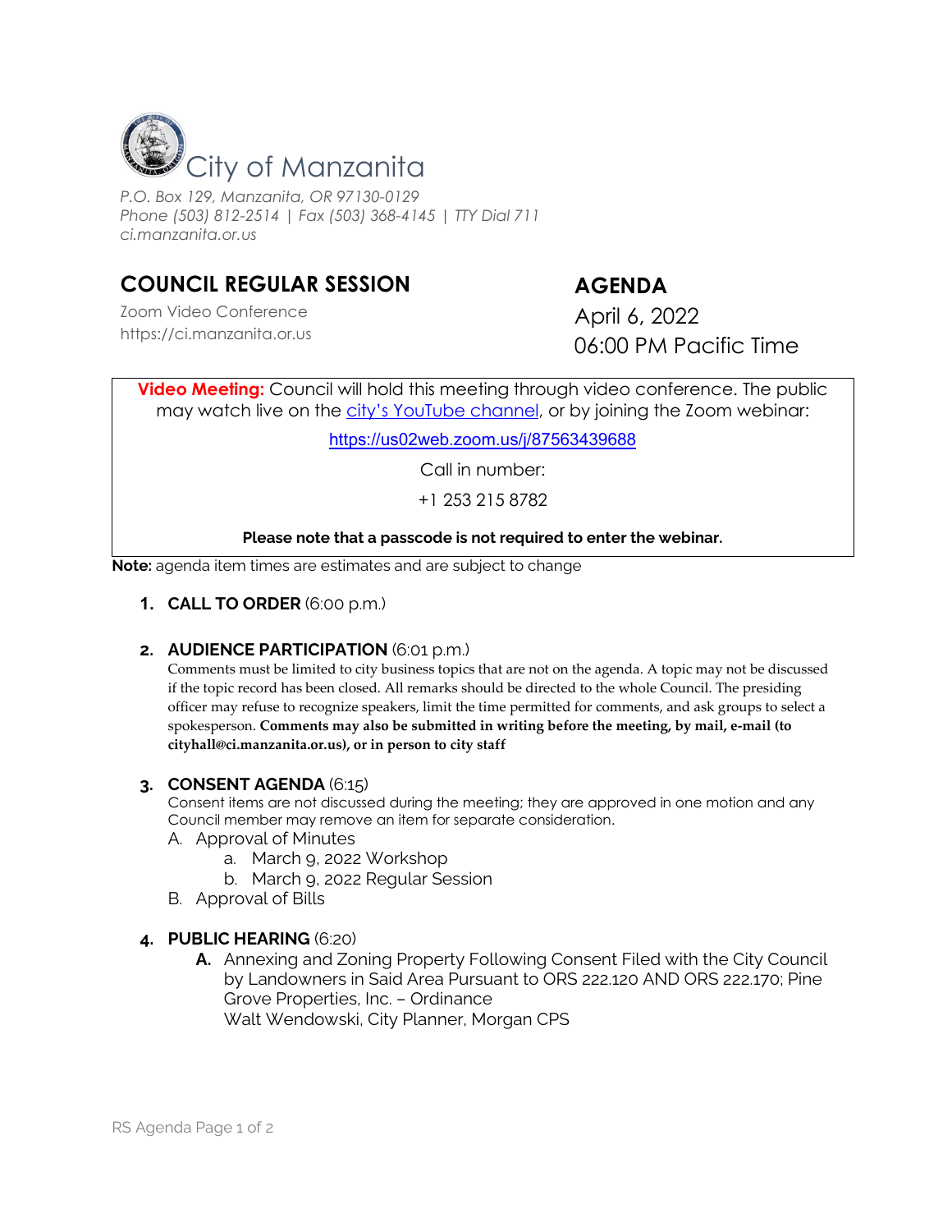# City of Manzanita

*P.O. Box 129, Manzanita, OR 97130-0129*
*Phone (503) 812-2514 | Fax (503) 368-4145 | TTY Dial 711*
*ci.manzanita.or.us*

## COUNCIL REGULAR SESSION

Zoom Video Conference
https://ci.manzanita.or.us

## AGENDA

April 6, 2022
06:00 PM Pacific Time

**Video Meeting:** Council will hold this meeting through video conference. The public may watch live on the city's YouTube channel, or by joining the Zoom webinar:

https://us02web.zoom.us/j/87563439688

Call in number:

+1 253 215 8782

**Please note that a passcode is not required to enter the webinar.**

**Note:** agenda item times are estimates and are subject to change

1. **CALL TO ORDER** (6:00 p.m.)

2. **AUDIENCE PARTICIPATION** (6:01 p.m.)
   Comments must be limited to city business topics that are not on the agenda. A topic may not be discussed if the topic record has been closed. All remarks should be directed to the whole Council. The presiding officer may refuse to recognize speakers, limit the time permitted for comments, and ask groups to select a spokesperson. **Comments may also be submitted in writing before the meeting, by mail, e-mail (to cityhall@ci.manzanita.or.us), or in person to city staff**

3. **CONSENT AGENDA** (6:15)
   Consent items are not discussed during the meeting; they are approved in one motion and any Council member may remove an item for separate consideration.
   A. Approval of Minutes
      a. March 9, 2022 Workshop
      b. March 9, 2022 Regular Session
   B. Approval of Bills

4. **PUBLIC HEARING** (6:20)
   **A.** Annexing and Zoning Property Following Consent Filed with the City Council by Landowners in Said Area Pursuant to ORS 222.120 AND ORS 222.170; Pine Grove Properties, Inc. – Ordinance
   Walt Wendowski, City Planner, Morgan CPS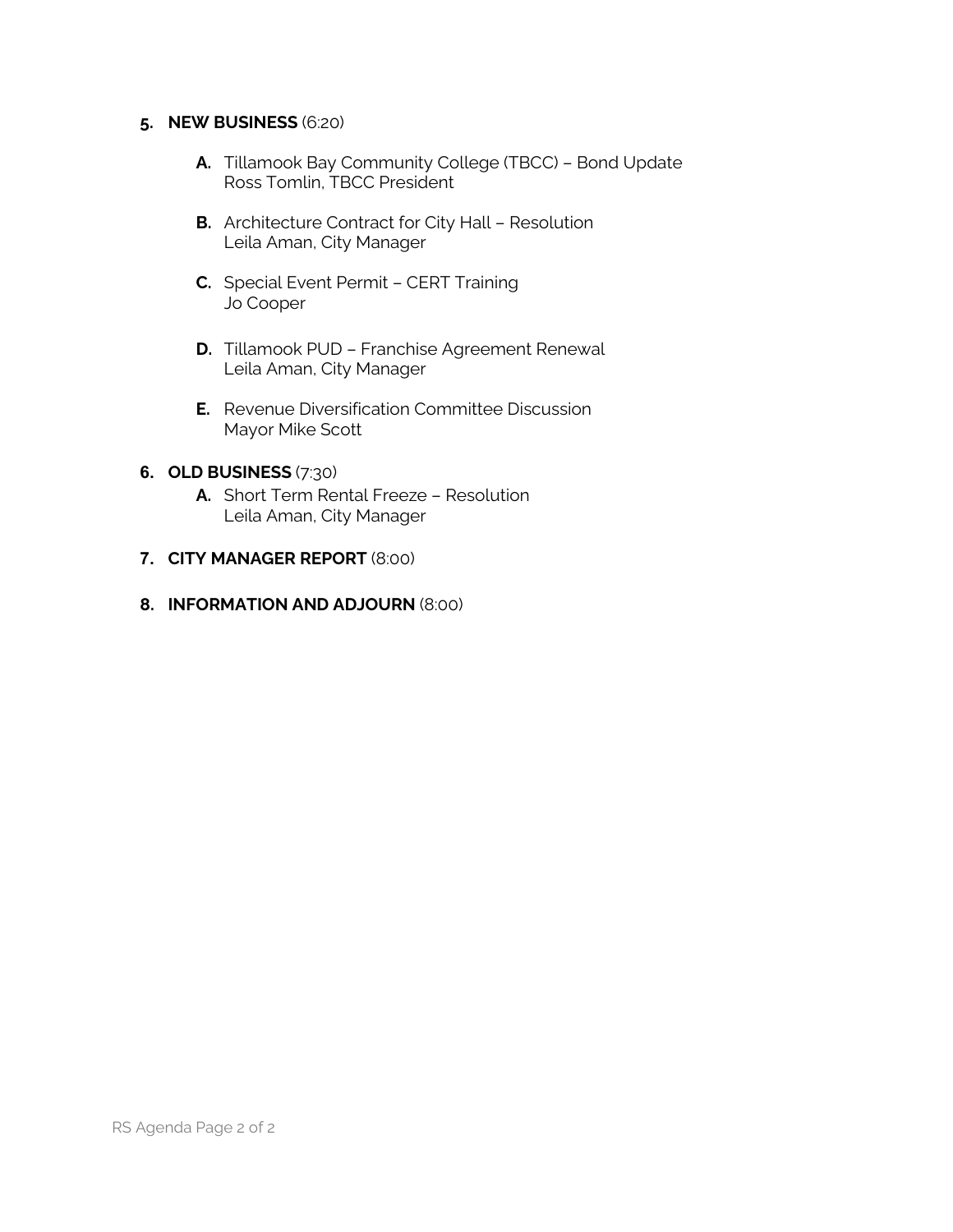5. **NEW BUSINESS** (6:20)

    **A.** Tillamook Bay Community College (TBCC) – Bond Update
    Ross Tomlin, TBCC President

    **B.** Architecture Contract for City Hall – Resolution
    Leila Aman, City Manager

    **C.** Special Event Permit – CERT Training
    Jo Cooper

    **D.** Tillamook PUD – Franchise Agreement Renewal
    Leila Aman, City Manager

    **E.** Revenue Diversification Committee Discussion
    Mayor Mike Scott

6. **OLD BUSINESS** (7:30)

    **A.** Short Term Rental Freeze – Resolution
    Leila Aman, City Manager

7. **CITY MANAGER REPORT** (8:00)

8. **INFORMATION AND ADJOURN** (8:00)